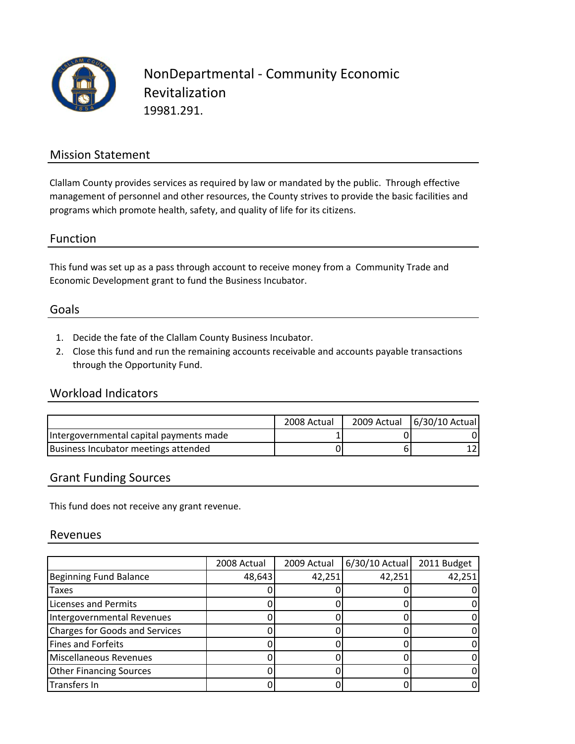# NonDepartmental - Community Economic Revitalization

19981.291.

## Mission Statement

Clallam County provides services as required by law or mandated by the public. Through effective management of personnel and other resources, the County strives to provide the basic facilities and programs which promote health, safety, and quality of life for its citizens.

## Function

This fund was set up as a pass through account to receive money from a Community Trade and Economic Development grant to fund the Business Incubator.

## Goals

1. Decide the fate of the Clallam County Business Incubator.
2. Close this fund and run the remaining accounts receivable and accounts payable transactions through the Opportunity Fund.

## Workload Indicators

| | 2008 Actual | 2009 Actual | 6/30/10 Actual |
|---|---|---|---|
| Intergovernmental capital payments made | 1 | 0 | 0 |
| Business Incubator meetings attended | 0 | 6 | 12 |

## Grant Funding Sources

This fund does not receive any grant revenue.

## Revenues

| | 2008 Actual | 2009 Actual | 6/30/10 Actual | 2011 Budget |
|---|---|---|---|---|
| Beginning Fund Balance | 48,643 | 42,251 | 42,251 | 42,251 |
| Taxes | 0 | 0 | 0 | 0 |
| Licenses and Permits | 0 | 0 | 0 | 0 |
| Intergovernmental Revenues | 0 | 0 | 0 | 0 |
| Charges for Goods and Services | 0 | 0 | 0 | 0 |
| Fines and Forfeits | 0 | 0 | 0 | 0 |
| Miscellaneous Revenues | 0 | 0 | 0 | 0 |
| Other Financing Sources | 0 | 0 | 0 | 0 |
| Transfers In | 0 | 0 | 0 | 0 |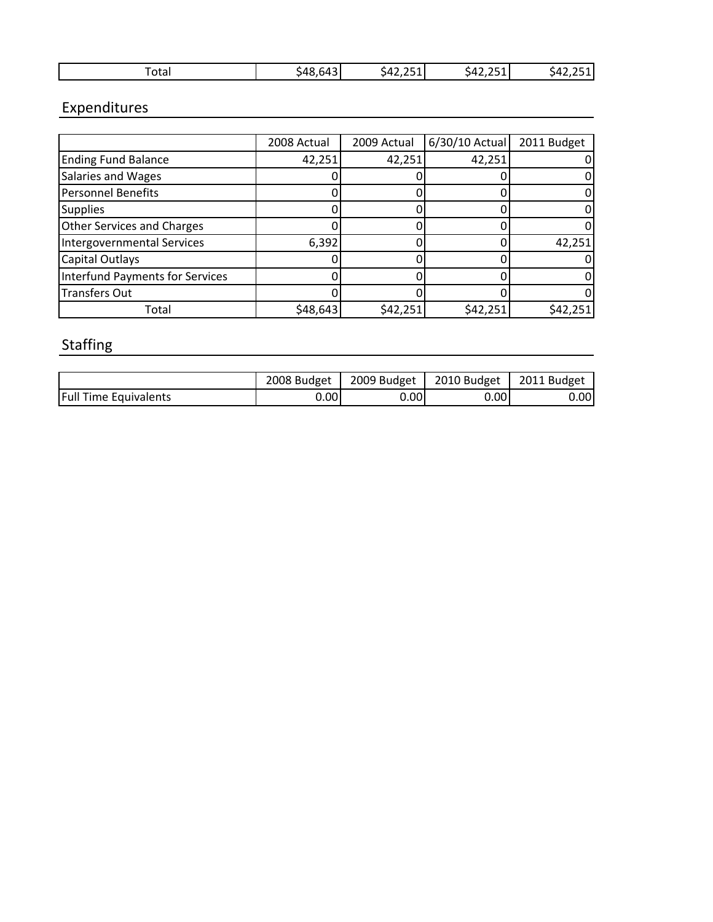| | | | | |
|---|---|---|---|---|
| Total | $48,643 | $42,251 | $42,251 | $42,251 |

## Expenditures

| | 2008 Actual | 2009 Actual | 6/30/10 Actual | 2011 Budget |
|---|---|---|---|---|
| Ending Fund Balance | 42,251 | 42,251 | 42,251 | 0 |
| Salaries and Wages | 0 | 0 | 0 | 0 |
| Personnel Benefits | 0 | 0 | 0 | 0 |
| Supplies | 0 | 0 | 0 | 0 |
| Other Services and Charges | 0 | 0 | 0 | 0 |
| Intergovernmental Services | 6,392 | 0 | 0 | 42,251 |
| Capital Outlays | 0 | 0 | 0 | 0 |
| Interfund Payments for Services | 0 | 0 | 0 | 0 |
| Transfers Out | 0 | 0 | 0 | 0 |
| Total | $48,643 | $42,251 | $42,251 | $42,251 |

## Staffing

| | 2008 Budget | 2009 Budget | 2010 Budget | 2011 Budget |
|---|---|---|---|---|
| Full Time Equivalents | 0.00 | 0.00 | 0.00 | 0.00 |